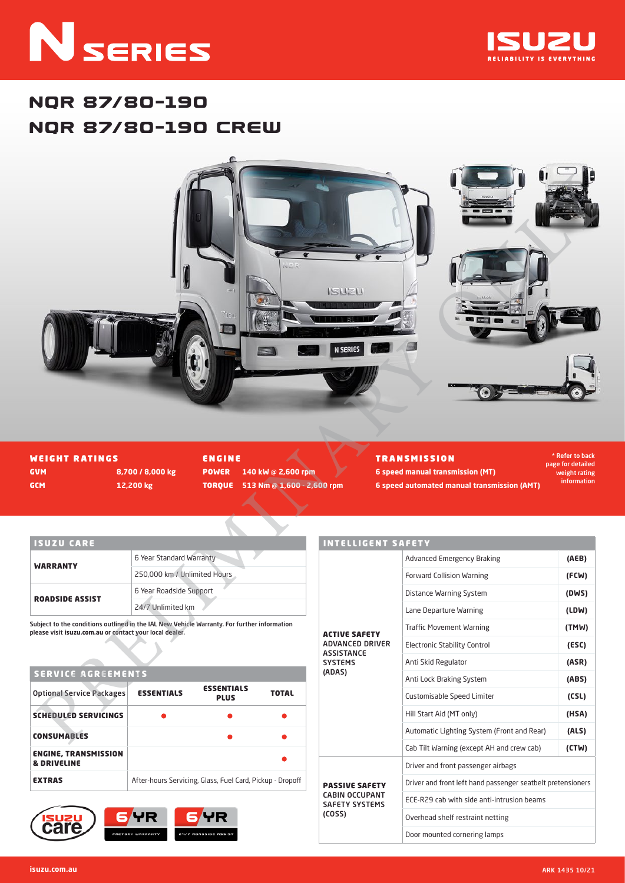# N SERIES

ISUZU RELIABILITY IS EVERYTHING

## NQR 87/80-190
## NQR 87/80-190 CREW

### WEIGHT RATINGS

| | |
|---|---|
| **GVM** | 8,700 / 8,000 kg |
| **GCM** | 12,200 kg |

### ENGINE

| | |
|---|---|
| **POWER** | 140 kW @ 2,600 rpm |
| **TORQUE** | 513 Nm @ 1,600 - 2,600 rpm |

### TRANSMISSION

6 speed manual transmission (MT)

6 speed automated manual transmission (AMT)

\* Refer to back page for detailed weight rating information

### ISUZU CARE

| | |
|---|---|
| **WARRANTY** | 6 Year Standard Warranty |
| | 250,000 km / Unlimited Hours |
| **ROADSIDE ASSIST** | 6 Year Roadside Support |
| | 24/7 Unlimited km |

**Subject to the conditions outlined in the IAL New Vehicle Warranty. For further information please visit isuzu.com.au or contact your local dealer.**

### SERVICE AGREEMENTS

| Optional Service Packages | ESSENTIALS | ESSENTIALS PLUS | TOTAL |
|---|---|---|---|
| **SCHEDULED SERVICINGS** | ● | ● | ● |
| **CONSUMABLES** | | ● | ● |
| **ENGINE, TRANSMISSION & DRIVELINE** | | | ● |
| **EXTRAS** | After-hours Servicing, Glass, Fuel Card, Pickup - Dropoff | | |

ISUZU care — 6 YR FACTORY WARRANTY — 6 YR 24/7 ROADSIDE ASSIST

### INTELLIGENT SAFETY

| | | |
|---|---|---|
| **ACTIVE SAFETY** ADVANCED DRIVER ASSISTANCE SYSTEMS (ADAS) | Advanced Emergency Braking | (AEB) |
| | Forward Collision Warning | (FCW) |
| | Distance Warning System | (DWS) |
| | Lane Departure Warning | (LDW) |
| | Traffic Movement Warning | (TMW) |
| | Electronic Stability Control | (ESC) |
| | Anti Skid Regulator | (ASR) |
| | Anti Lock Braking System | (ABS) |
| | Customisable Speed Limiter | (CSL) |
| | Hill Start Aid (MT only) | (HSA) |
| | Automatic Lighting System (Front and Rear) | (ALS) |
| | Cab Tilt Warning (except AH and crew cab) | (CTW) |
| **PASSIVE SAFETY** CABIN OCCUPANT SAFETY SYSTEMS (COSS) | Driver and front passenger airbags | |
| | Driver and front left hand passenger seatbelt pretensioners | |
| | ECE-R29 cab with side anti-intrusion beams | |
| | Overhead shelf restraint netting | |
| | Door mounted cornering lamps | |

isuzu.com.au

ARK 1435 10/21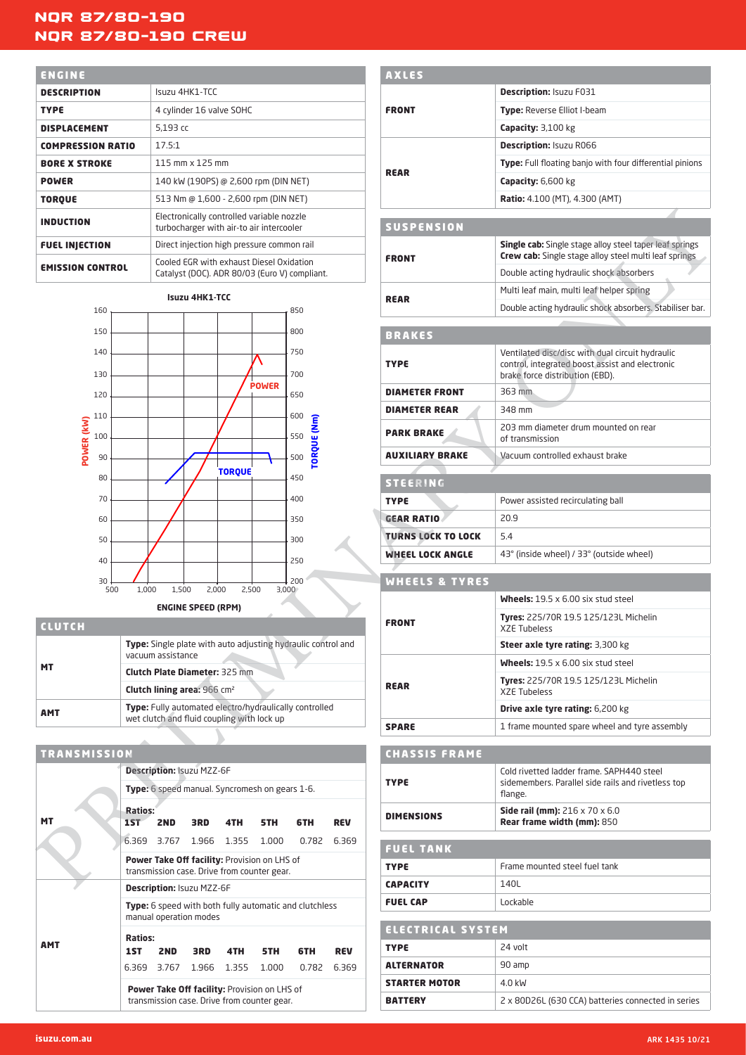# NQR 87/80-190
# NQR 87/80-190 CREW

## ENGINE

| ENGINE | |
|---|---|
| DESCRIPTION | Isuzu 4HK1-TCC |
| TYPE | 4 cylinder 16 valve SOHC |
| DISPLACEMENT | 5,193 cc |
| COMPRESSION RATIO | 17.5:1 |
| BORE X STROKE | 115 mm x 125 mm |
| POWER | 140 kW (190PS) @ 2,600 rpm (DIN NET) |
| TORQUE | 513 Nm @ 1,600 - 2,600 rpm (DIN NET) |
| INDUCTION | Electronically controlled variable nozzle turbocharger with air-to air intercooler |
| FUEL INJECTION | Direct injection high pressure common rail |
| EMISSION CONTROL | Cooled EGR with exhaust Diesel Oxidation Catalyst (DOC). ADR 80/03 (Euro V) compliant. |

**Isuzu 4HK1-TCC**

POWER (kW) / TORQUE (Nm) / ENGINE SPEED (RPM)

## CLUTCH

| CLUTCH | |
|---|---|
| MT | **Type:** Single plate with auto adjusting hydraulic control and vacuum assistance |
| | **Clutch Plate Diameter:** 325 mm |
| | **Clutch lining area:** 966 cm² |
| AMT | **Type:** Fully automated electro/hydraulically controlled wet clutch and fluid coupling with lock up |

## TRANSMISSION

| TRANSMISSION | | | | | | | |
|---|---|---|---|---|---|---|---|
| MT | **Description:** Isuzu MZZ-6F | | | | | | |
| | **Type:** 6 speed manual. Syncromesh on gears 1-6. | | | | | | |
| | **Ratios:** | | | | | | |
| | **1ST** | **2ND** | **3RD** | **4TH** | **5TH** | **6TH** | **REV** |
| | 6.369 | 3.767 | 1.966 | 1.355 | 1.000 | 0.782 | 6.369 |
| | **Power Take Off facility:** Provision on LHS of transmission case. Drive from counter gear. | | | | | | |
| AMT | **Description:** Isuzu MZZ-6F | | | | | | |
| | **Type:** 6 speed with both fully automatic and clutchless manual operation modes | | | | | | |
| | **Ratios:** | | | | | | |
| | **1ST** | **2ND** | **3RD** | **4TH** | **5TH** | **6TH** | **REV** |
| | 6.369 | 3.767 | 1.966 | 1.355 | 1.000 | 0.782 | 6.369 |
| | **Power Take Off facility:** Provision on LHS of transmission case. Drive from counter gear. | | | | | | |

## AXLES

| AXLES | |
|---|---|
| FRONT | **Description:** Isuzu F031 |
| | **Type:** Reverse Elliot I-beam |
| | **Capacity:** 3,100 kg |
| REAR | **Description:** Isuzu R066 |
| | **Type:** Full floating banjo with four differential pinions |
| | **Capacity:** 6,600 kg |
| | **Ratio:** 4.100 (MT), 4.300 (AMT) |

## SUSPENSION

| SUSPENSION | |
|---|---|
| FRONT | **Single cab:** Single stage alloy steel taper leaf springs<br>**Crew cab:** Single stage alloy steel multi leaf springs |
| | Double acting hydraulic shock absorbers |
| REAR | Multi leaf main, multi leaf helper spring |
| | Double acting hydraulic shock absorbers. Stabiliser bar. |

## BRAKES

| BRAKES | |
|---|---|
| TYPE | Ventilated disc/disc with dual circuit hydraulic control, integrated boost assist and electronic brake force distribution (EBD). |
| DIAMETER FRONT | 363 mm |
| DIAMETER REAR | 348 mm |
| PARK BRAKE | 203 mm diameter drum mounted on rear of transmission |
| AUXILIARY BRAKE | Vacuum controlled exhaust brake |

## STEERING

| STEERING | |
|---|---|
| TYPE | Power assisted recirculating ball |
| GEAR RATIO | 20.9 |
| TURNS LOCK TO LOCK | 5.4 |
| WHEEL LOCK ANGLE | 43° (inside wheel) / 33° (outside wheel) |

## WHEELS & TYRES

| WHEELS & TYRES | |
|---|---|
| FRONT | **Wheels:** 19.5 x 6.00 six stud steel |
| | **Tyres:** 225/70R 19.5 125/123L Michelin XZE Tubeless |
| | **Steer axle tyre rating:** 3,300 kg |
| REAR | **Wheels:** 19.5 x 6.00 six stud steel |
| | **Tyres:** 225/70R 19.5 125/123L Michelin XZE Tubeless |
| | **Drive axle tyre rating:** 6,200 kg |
| SPARE | 1 frame mounted spare wheel and tyre assembly |

## CHASSIS FRAME

| CHASSIS FRAME | |
|---|---|
| TYPE | Cold rivetted ladder frame. SAPH440 steel sidemembers. Parallel side rails and rivetless top flange. |
| DIMENSIONS | **Side rail (mm):** 216 x 70 x 6.0<br>**Rear frame width (mm):** 850 |

## FUEL TANK

| FUEL TANK | |
|---|---|
| TYPE | Frame mounted steel fuel tank |
| CAPACITY | 140L |
| FUEL CAP | Lockable |

## ELECTRICAL SYSTEM

| ELECTRICAL SYSTEM | |
|---|---|
| TYPE | 24 volt |
| ALTERNATOR | 90 amp |
| STARTER MOTOR | 4.0 kW |
| BATTERY | 2 x 80D26L (630 CCA) batteries connected in series |

isuzu.com.au

ARK 1435 10/21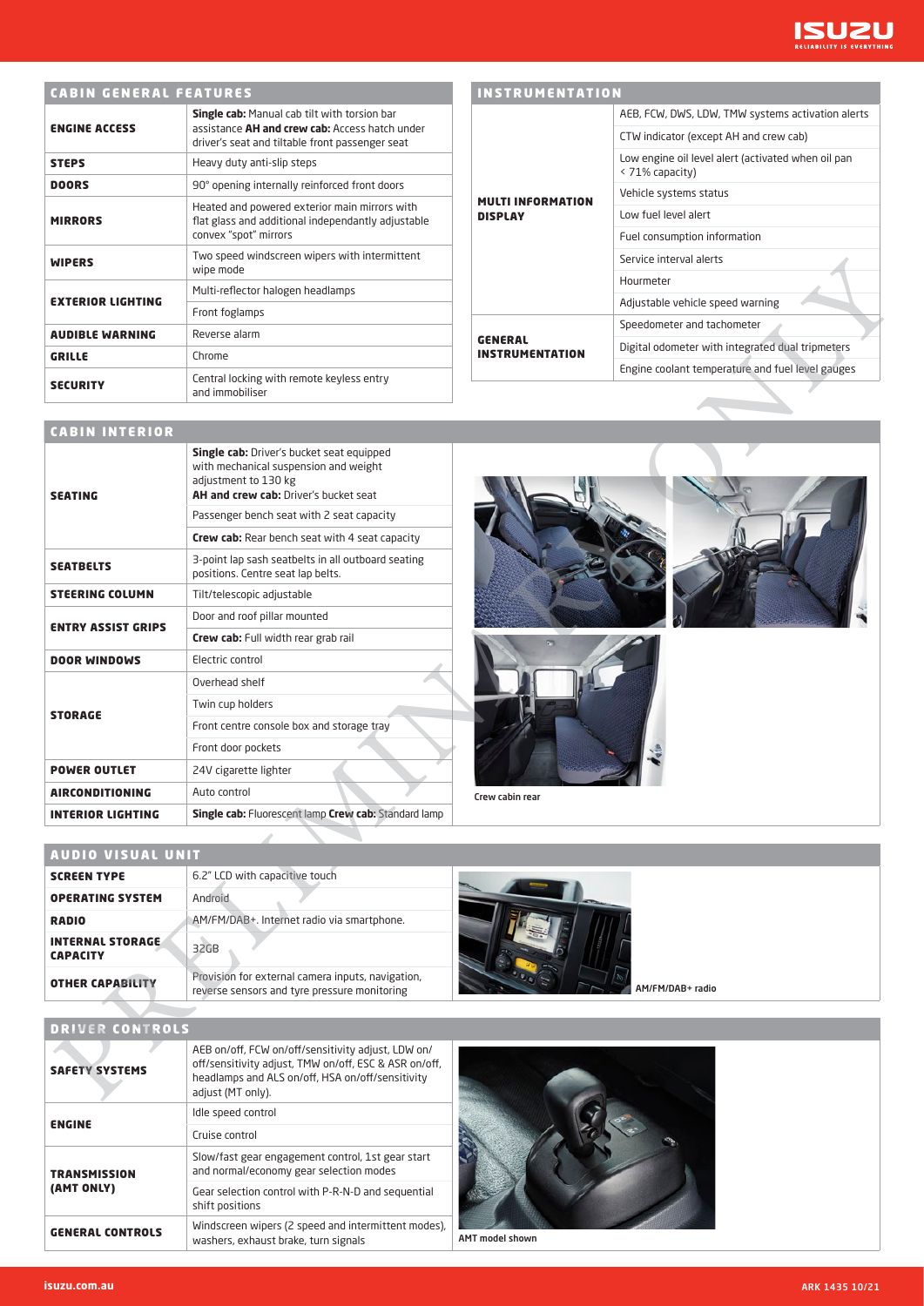## CABIN GENERAL FEATURES

| | |
|---|---|
| **ENGINE ACCESS** | **Single cab:** Manual cab tilt with torsion bar assistance **AH and crew cab:** Access hatch under driver's seat and tiltable front passenger seat |
| **STEPS** | Heavy duty anti-slip steps |
| **DOORS** | 90° opening internally reinforced front doors |
| **MIRRORS** | Heated and powered exterior main mirrors with flat glass and additional independantly adjustable convex "spot" mirrors |
| **WIPERS** | Two speed windscreen wipers with intermittent wipe mode |
| **EXTERIOR LIGHTING** | Multi-reflector halogen headlamps |
| | Front foglamps |
| **AUDIBLE WARNING** | Reverse alarm |
| **GRILLE** | Chrome |
| **SECURITY** | Central locking with remote keyless entry and immobiliser |

## INSTRUMENTATION

| | |
|---|---|
| **MULTI INFORMATION DISPLAY** | AEB, FCW, DWS, LDW, TMW systems activation alerts |
| | CTW indicator (except AH and crew cab) |
| | Low engine oil level alert (activated when oil pan < 71% capacity) |
| | Vehicle systems status |
| | Low fuel level alert |
| | Fuel consumption information |
| | Service interval alerts |
| | Hourmeter |
| | Adjustable vehicle speed warning |
| **GENERAL INSTRUMENTATION** | Speedometer and tachometer |
| | Digital odometer with integrated dual tripmeters |
| | Engine coolant temperature and fuel level gauges |

## CABIN INTERIOR

| | |
|---|---|
| **SEATING** | **Single cab:** Driver's bucket seat equipped with mechanical suspension and weight adjustment to 130 kg **AH and crew cab:** Driver's bucket seat |
| | Passenger bench seat with 2 seat capacity |
| | **Crew cab:** Rear bench seat with 4 seat capacity |
| **SEATBELTS** | 3-point lap sash seatbelts in all outboard seating positions. Centre seat lap belts. |
| **STEERING COLUMN** | Tilt/telescopic adjustable |
| **ENTRY ASSIST GRIPS** | Door and roof pillar mounted |
| | **Crew cab:** Full width rear grab rail |
| **DOOR WINDOWS** | Electric control |
| **STORAGE** | Overhead shelf |
| | Twin cup holders |
| | Front centre console box and storage tray |
| | Front door pockets |
| **POWER OUTLET** | 24V cigarette lighter |
| **AIRCONDITIONING** | Auto control |
| **INTERIOR LIGHTING** | **Single cab:** Fluorescent lamp **Crew cab:** Standard lamp |

Crew cabin rear

## AUDIO VISUAL UNIT

| | |
|---|---|
| **SCREEN TYPE** | 6.2" LCD with capacitive touch |
| **OPERATING SYSTEM** | Android |
| **RADIO** | AM/FM/DAB+. Internet radio via smartphone. |
| **INTERNAL STORAGE CAPACITY** | 32GB |
| **OTHER CAPABILITY** | Provision for external camera inputs, navigation, reverse sensors and tyre pressure monitoring |

AM/FM/DAB+ radio

## DRIVER CONTROLS

| | |
|---|---|
| **SAFETY SYSTEMS** | AEB on/off, FCW on/off/sensitivity adjust, LDW on/off/sensitivity adjust, TMW on/off, ESC & ASR on/off, headlamps and ALS on/off, HSA on/off/sensitivity adjust (MT only). |
| **ENGINE** | Idle speed control |
| | Cruise control |
| **TRANSMISSION (AMT ONLY)** | Slow/fast gear engagement control, 1st gear start and normal/economy gear selection modes |
| | Gear selection control with P-R-N-D and sequential shift positions |
| **GENERAL CONTROLS** | Windscreen wipers (2 speed and intermittent modes), washers, exhaust brake, turn signals |

AMT model shown

isuzu.com.au

ARK 1435 10/21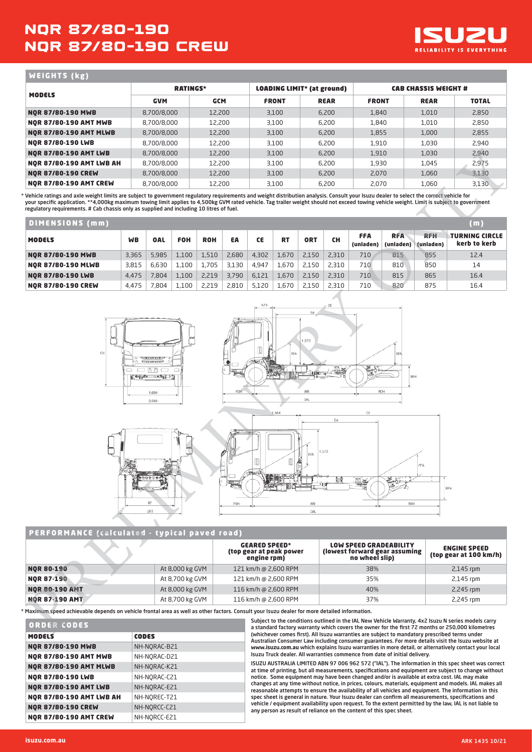# NQR 87/80-190
# NQR 87/80-190 CREW

ISUZU RELIABILITY IS EVERYTHING

## WEIGHTS (kg)

| MODELS | RATINGS* | | LOADING LIMIT* (at ground) | | CAB CHASSIS WEIGHT # | | |
|---|---|---|---|---|---|---|---|
| | GVM | GCM | FRONT | REAR | FRONT | REAR | TOTAL |
| NQR 87/80-190 MWB | 8,700/8,000 | 12,200 | 3,100 | 6,200 | 1,840 | 1,010 | 2,850 |
| NQR 87/80-190 AMT MWB | 8,700/8,000 | 12,200 | 3,100 | 6,200 | 1,840 | 1,010 | 2,850 |
| NQR 87/80-190 AMT MLWB | 8,700/8,000 | 12,200 | 3,100 | 6,200 | 1,855 | 1,000 | 2,855 |
| NQR 87/80-190 LWB | 8,700/8,000 | 12,200 | 3,100 | 6,200 | 1,910 | 1,030 | 2,940 |
| NQR 87/80-190 AMT LWB | 8,700/8,000 | 12,200 | 3,100 | 6,200 | 1,910 | 1,030 | 2,940 |
| NQR 87/80-190 AMT LWB AH | 8,700/8,000 | 12,200 | 3,100 | 6,200 | 1,930 | 1,045 | 2,975 |
| NQR 87/80-190 CREW | 8,700/8,000 | 12,200 | 3,100 | 6,200 | 2,070 | 1,060 | 3,130 |
| NQR 87/80-190 AMT CREW | 8,700/8,000 | 12,200 | 3,100 | 6,200 | 2,070 | 1,060 | 3,130 |

\* Vehicle ratings and axle weight limits are subject to government regulatory requirements and weight distribution analysis. Consult your Isuzu dealer to select the correct vehicle for your specific application. **4,000kg maximum towing limit applies to 4,500kg GVM rated vehicle. Tag trailer weight should not exceed towing vehicle weight. Limit is subject to government regulatory requirements. # Cab chassis only as supplied and including 10 litres of fuel.

## DIMENSIONS (mm)

| MODELS | WB | OAL | FOH | ROH | EA | CE | RT | ORT | CH | FFA (unladen) | RFA (unladen) | RFH (unladen) | TURNING CIRCLE kerb to kerb (m) |
|---|---|---|---|---|---|---|---|---|---|---|---|---|---|
| NQR 87/80-190 MWB | 3,365 | 5,985 | 1,100 | 1,510 | 2,680 | 4,302 | 1,670 | 2,150 | 2,310 | 710 | 815 | 855 | 12.4 |
| NQR 87/80-190 MLWB | 3,815 | 6,630 | 1,100 | 1,705 | 3,130 | 4,947 | 1,670 | 2,150 | 2,310 | 710 | 810 | 850 | 14 |
| NQR 87/80-190 LWB | 4,475 | 7,804 | 1,100 | 2,219 | 3,790 | 6,121 | 1,670 | 2,150 | 2,310 | 710 | 815 | 865 | 16.4 |
| NQR 87/80-190 CREW | 4,475 | 7,804 | 1,100 | 2,219 | 2,810 | 5,120 | 1,670 | 2,150 | 2,310 | 710 | 820 | 875 | 16.4 |

CH
1,030
2,040
573
EA
CE
1,573
FFA
RFA
RFH
FOH
WB
ROH
OAL
1,564
EA
CE
1,573
FFA
RFA
RFH
RT
ORT
FOH
WB
ROH
OAL

## PERFORMANCE (calculated - typical paved road)

| | | GEARED SPEED* (top gear at peak power engine rpm) | LOW SPEED GRADEABILITY (lowest forward gear assuming no wheel slip) | ENGINE SPEED (top gear at 100 km/h) |
|---|---|---|---|---|
| NQR 80-190 | At 8,000 kg GVM | 121 km/h @ 2,600 RPM | 38% | 2,145 rpm |
| NQR 87-190 | At 8,700 kg GVM | 121 km/h @ 2,600 RPM | 35% | 2,145 rpm |
| NQR 80-190 AMT | At 8,000 kg GVM | 116 km/h @ 2,600 RPM | 40% | 2,245 rpm |
| NQR 87-190 AMT | At 8,700 kg GVM | 116 km/h @ 2,600 RPM | 37% | 2,245 rpm |

\* Maximum speed achievable depends on vehicle frontal area as well as other factors. Consult your Isuzu dealer for more detailed information.

## ORDER CODES

| MODELS | CODES |
|---|---|
| NQR 87/80-190 MWB | NH-NQRAC-B21 |
| NQR 87/80-190 AMT MWB | NH-NQRAC-D21 |
| NQR 87/80-190 AMT MLWB | NH-NQRAC-K21 |
| NQR 87/80-190 LWB | NH-NQRAC-C21 |
| NQR 87/80-190 AMT LWB | NH-NQRAC-E21 |
| NQR 87/80-190 AMT LWB AH | NH-NQREC-T21 |
| NQR 87/80-190 CREW | NH-NQRCC-C21 |
| NQR 87/80-190 AMT CREW | NH-NQRCC-E21 |

**Subject to the conditions outlined in the IAL New Vehicle Warranty, 4x2 Isuzu N series models carry a standard factory warranty which covers the owner for the first 72 months or 250,000 kilometres (whichever comes first). All Isuzu warranties are subject to mandatory prescribed terms under Australian Consumer Law including consumer guarantees. For more details visit the Isuzu website at www.isuzu.com.au which explains Isuzu warranties in more detail, or alternatively contact your local Isuzu Truck dealer. All warranties commence from date of initial delivery.**

**ISUZU AUSTRALIA LIMITED ABN 97 006 962 572 ("IAL"). The information in this spec sheet was correct at time of printing, but all measurements, specifications and equipment are subject to change without notice. Some equipment may have been changed and/or is available at extra cost. IAL may make changes at any time without notice, in prices, colours, materials, equipment and models. IAL makes all reasonable attempts to ensure the availability of all vehicles and equipment. The information in this spec sheet is general in nature. Your Isuzu dealer can confirm all measurements, specifications and vehicle / equipment availability upon request. To the extent permitted by the law, IAL is not liable to any person as result of reliance on the content of this spec sheet.**

isuzu.com.au

ARK 1435 10/21